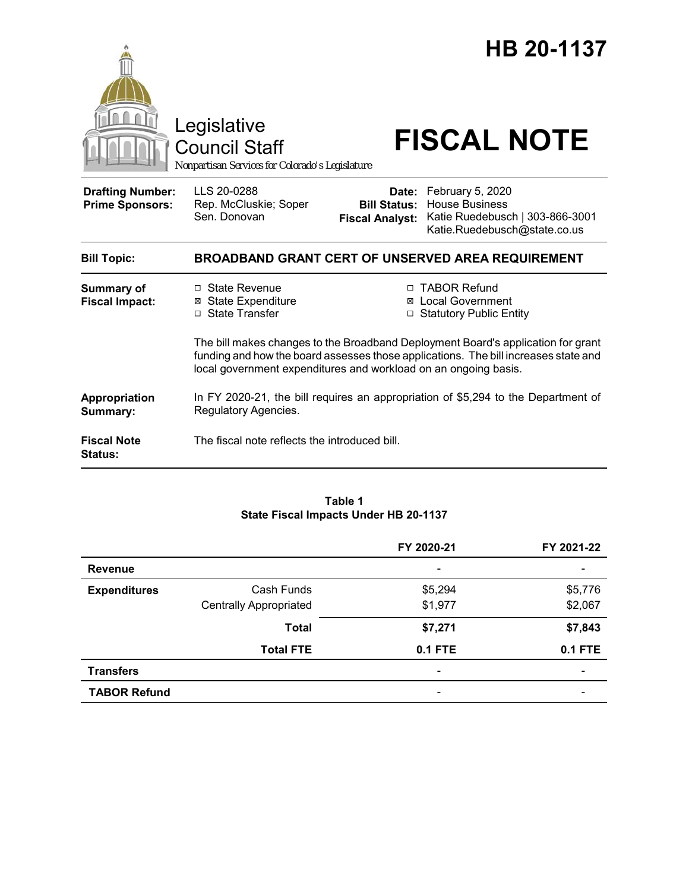# HB 20-1137

Legislative Council Staff

*Nonpartisan Services for Colorado's Legislature*

# FISCAL NOTE

| | | | |
|---|---|---|---|
| **Drafting Number:** | LLS 20-0288 | **Date:** | February 5, 2020 |
| **Prime Sponsors:** | Rep. McCluskie; Soper<br>Sen. Donovan | **Bill Status:** | House Business |
| | | **Fiscal Analyst:** | Katie Ruedebusch \| 303-866-3001<br>Katie.Ruedebusch@state.co.us |

**Bill Topic:** **BROADBAND GRANT CERT OF UNSERVED AREA REQUIREMENT**

**Summary of Fiscal Impact:**

- ☐ State Revenue
- ☒ State Expenditure
- ☐ State Transfer
- ☐ TABOR Refund
- ☒ Local Government
- ☐ Statutory Public Entity

The bill makes changes to the Broadband Deployment Board's application for grant funding and how the board assesses those applications. The bill increases state and local government expenditures and workload on an ongoing basis.

**Appropriation Summary:** In FY 2020-21, the bill requires an appropriation of $5,294 to the Department of Regulatory Agencies.

**Fiscal Note Status:** The fiscal note reflects the introduced bill.

**Table 1**
**State Fiscal Impacts Under HB 20-1137**

| | | FY 2020-21 | FY 2021-22 |
|---|---|---|---|
| **Revenue** | | - | - |
| **Expenditures** | Cash Funds | $5,294 | $5,776 |
| | Centrally Appropriated | $1,977 | $2,067 |
| | **Total** | **$7,271** | **$7,843** |
| | **Total FTE** | **0.1 FTE** | **0.1 FTE** |
| **Transfers** | | - | - |
| **TABOR Refund** | | - | - |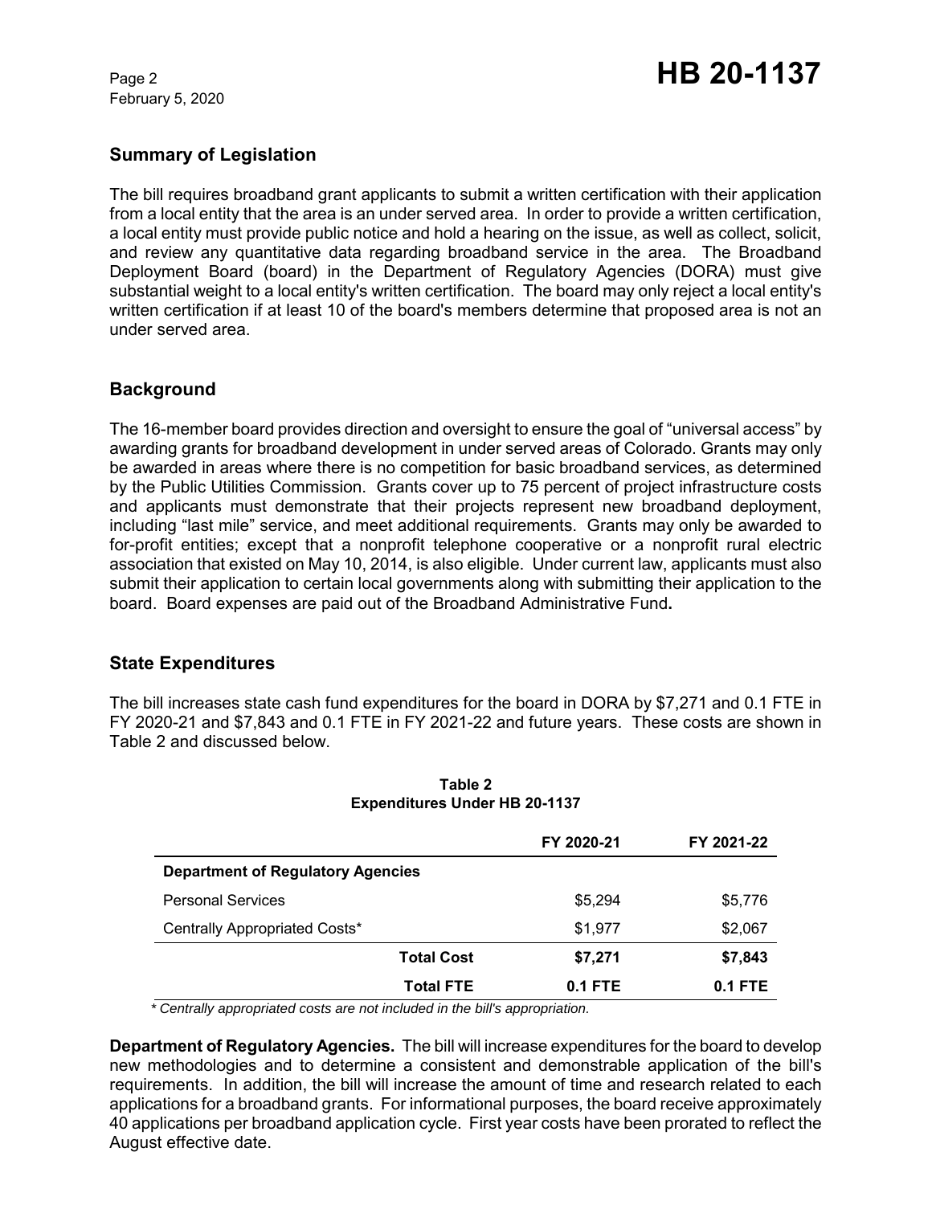## Summary of Legislation

The bill requires broadband grant applicants to submit a written certification with their application from a local entity that the area is an under served area. In order to provide a written certification, a local entity must provide public notice and hold a hearing on the issue, as well as collect, solicit, and review any quantitative data regarding broadband service in the area. The Broadband Deployment Board (board) in the Department of Regulatory Agencies (DORA) must give substantial weight to a local entity's written certification. The board may only reject a local entity's written certification if at least 10 of the board's members determine that proposed area is not an under served area.

## Background

The 16-member board provides direction and oversight to ensure the goal of "universal access" by awarding grants for broadband development in under served areas of Colorado. Grants may only be awarded in areas where there is no competition for basic broadband services, as determined by the Public Utilities Commission. Grants cover up to 75 percent of project infrastructure costs and applicants must demonstrate that their projects represent new broadband deployment, including "last mile" service, and meet additional requirements. Grants may only be awarded to for-profit entities; except that a nonprofit telephone cooperative or a nonprofit rural electric association that existed on May 10, 2014, is also eligible. Under current law, applicants must also submit their application to certain local governments along with submitting their application to the board. Board expenses are paid out of the Broadband Administrative Fund.

## State Expenditures

The bill increases state cash fund expenditures for the board in DORA by $7,271 and 0.1 FTE in FY 2020-21 and $7,843 and 0.1 FTE in FY 2021-22 and future years. These costs are shown in Table 2 and discussed below.

**Table 2**
**Expenditures Under HB 20-1137**

| | FY 2020-21 | FY 2021-22 |
|---|---|---|
| **Department of Regulatory Agencies** | | |
| Personal Services | $5,294 | $5,776 |
| Centrally Appropriated Costs* | $1,977 | $2,067 |
| **Total Cost** | **$7,271** | **$7,843** |
| **Total FTE** | **0.1 FTE** | **0.1 FTE** |

*\* Centrally appropriated costs are not included in the bill's appropriation.*

**Department of Regulatory Agencies.** The bill will increase expenditures for the board to develop new methodologies and to determine a consistent and demonstrable application of the bill's requirements. In addition, the bill will increase the amount of time and research related to each applications for a broadband grants. For informational purposes, the board receive approximately 40 applications per broadband application cycle. First year costs have been prorated to reflect the August effective date.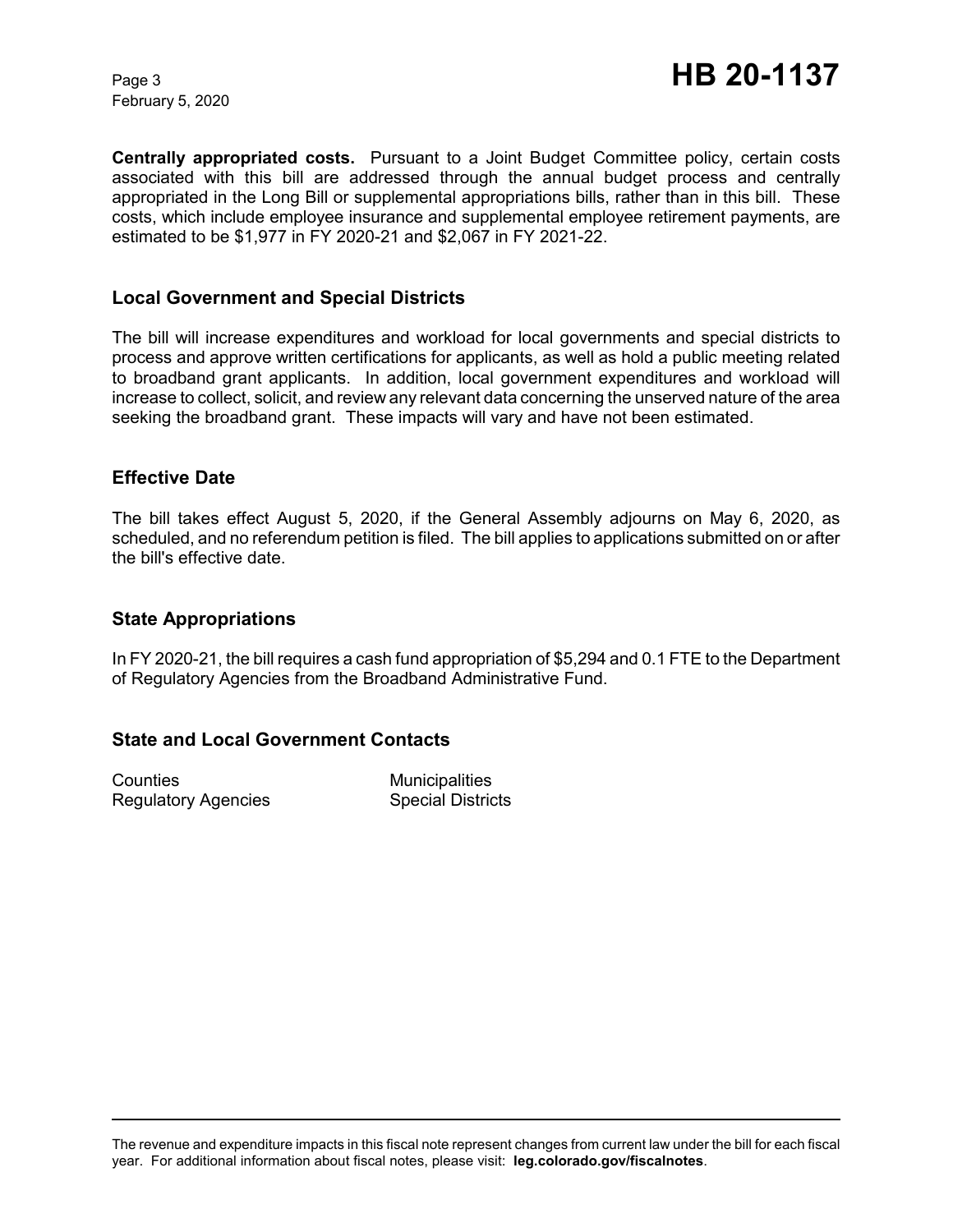**Centrally appropriated costs.** Pursuant to a Joint Budget Committee policy, certain costs associated with this bill are addressed through the annual budget process and centrally appropriated in the Long Bill or supplemental appropriations bills, rather than in this bill. These costs, which include employee insurance and supplemental employee retirement payments, are estimated to be $1,977 in FY 2020-21 and $2,067 in FY 2021-22.

## Local Government and Special Districts

The bill will increase expenditures and workload for local governments and special districts to process and approve written certifications for applicants, as well as hold a public meeting related to broadband grant applicants. In addition, local government expenditures and workload will increase to collect, solicit, and review any relevant data concerning the unserved nature of the area seeking the broadband grant. These impacts will vary and have not been estimated.

## Effective Date

The bill takes effect August 5, 2020, if the General Assembly adjourns on May 6, 2020, as scheduled, and no referendum petition is filed. The bill applies to applications submitted on or after the bill's effective date.

## State Appropriations

In FY 2020-21, the bill requires a cash fund appropriation of $5,294 and 0.1 FTE to the Department of Regulatory Agencies from the Broadband Administrative Fund.

## State and Local Government Contacts

| | |
|---|---|
| Counties | Municipalities |
| Regulatory Agencies | Special Districts |

The revenue and expenditure impacts in this fiscal note represent changes from current law under the bill for each fiscal year. For additional information about fiscal notes, please visit: **leg.colorado.gov/fiscalnotes**.